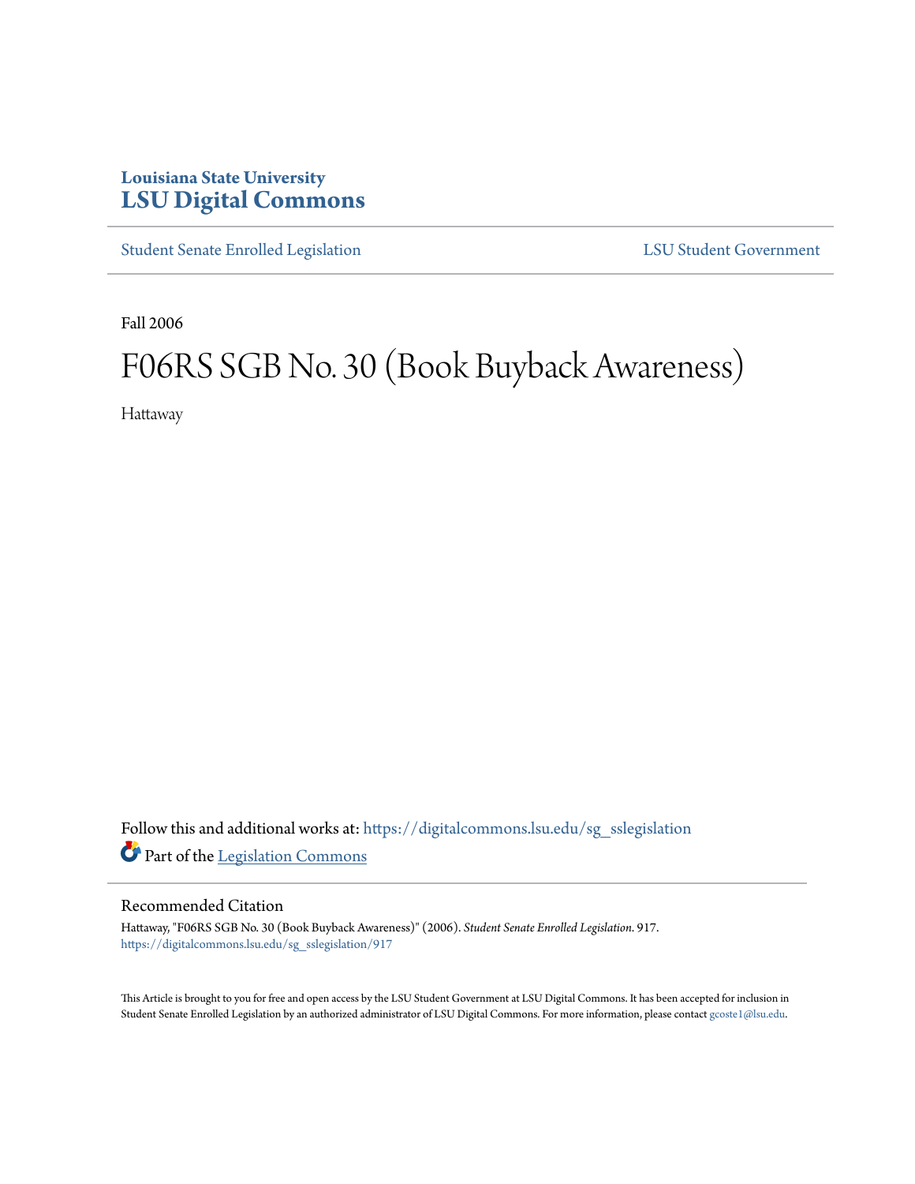Louisiana State University
# LSU Digital Commons

Student Senate Enrolled Legislation | LSU Student Government

Fall 2006

# F06RS SGB No. 30 (Book Buyback Awareness)

Hattaway

Follow this and additional works at: https://digitalcommons.lsu.edu/sg_sslegislation

Part of the Legislation Commons

## Recommended Citation

Hattaway, "F06RS SGB No. 30 (Book Buyback Awareness)" (2006). *Student Senate Enrolled Legislation*. 917.
https://digitalcommons.lsu.edu/sg_sslegislation/917

This Article is brought to you for free and open access by the LSU Student Government at LSU Digital Commons. It has been accepted for inclusion in Student Senate Enrolled Legislation by an authorized administrator of LSU Digital Commons. For more information, please contact gcoste1@lsu.edu.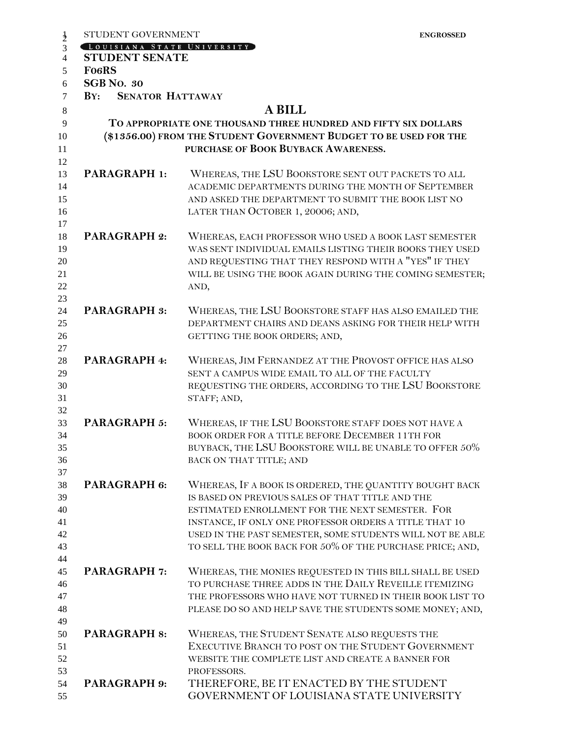STUDENT GOVERNMENT **ENGROSSED**

LOUISIANA STATE UNIVERSITY

**STUDENT SENATE**

**F06RS**

**SGB NO. 30**

**BY: SENATOR HATTAWAY**

# A BILL

**TO APPROPRIATE ONE THOUSAND THREE HUNDRED AND FIFTY SIX DOLLARS ($1356.00) FROM THE STUDENT GOVERNMENT BUDGET TO BE USED FOR THE PURCHASE OF BOOK BUYBACK AWARENESS.**

**PARAGRAPH 1:** WHEREAS, THE LSU BOOKSTORE SENT OUT PACKETS TO ALL ACADEMIC DEPARTMENTS DURING THE MONTH OF SEPTEMBER AND ASKED THE DEPARTMENT TO SUBMIT THE BOOK LIST NO LATER THAN OCTOBER 1, 20006; AND,

**PARAGRAPH 2:** WHEREAS, EACH PROFESSOR WHO USED A BOOK LAST SEMESTER WAS SENT INDIVIDUAL EMAILS LISTING THEIR BOOKS THEY USED AND REQUESTING THAT THEY RESPOND WITH A "YES" IF THEY WILL BE USING THE BOOK AGAIN DURING THE COMING SEMESTER; AND,

**PARAGRAPH 3:** WHEREAS, THE LSU BOOKSTORE STAFF HAS ALSO EMAILED THE DEPARTMENT CHAIRS AND DEANS ASKING FOR THEIR HELP WITH GETTING THE BOOK ORDERS; AND,

**PARAGRAPH 4:** WHEREAS, JIM FERNANDEZ AT THE PROVOST OFFICE HAS ALSO SENT A CAMPUS WIDE EMAIL TO ALL OF THE FACULTY REQUESTING THE ORDERS, ACCORDING TO THE LSU BOOKSTORE STAFF; AND,

**PARAGRAPH 5:** WHEREAS, IF THE LSU BOOKSTORE STAFF DOES NOT HAVE A BOOK ORDER FOR A TITLE BEFORE DECEMBER 11TH FOR BUYBACK, THE LSU BOOKSTORE WILL BE UNABLE TO OFFER 50% BACK ON THAT TITLE; AND

**PARAGRAPH 6:** WHEREAS, IF A BOOK IS ORDERED, THE QUANTITY BOUGHT BACK IS BASED ON PREVIOUS SALES OF THAT TITLE AND THE ESTIMATED ENROLLMENT FOR THE NEXT SEMESTER. FOR INSTANCE, IF ONLY ONE PROFESSOR ORDERS A TITLE THAT 10 USED IN THE PAST SEMESTER, SOME STUDENTS WILL NOT BE ABLE TO SELL THE BOOK BACK FOR 50% OF THE PURCHASE PRICE; AND,

**PARAGRAPH 7:** WHEREAS, THE MONIES REQUESTED IN THIS BILL SHALL BE USED TO PURCHASE THREE ADDS IN THE DAILY REVEILLE ITEMIZING THE PROFESSORS WHO HAVE NOT TURNED IN THEIR BOOK LIST TO PLEASE DO SO AND HELP SAVE THE STUDENTS SOME MONEY; AND,

**PARAGRAPH 8:** WHEREAS, THE STUDENT SENATE ALSO REQUESTS THE EXECUTIVE BRANCH TO POST ON THE STUDENT GOVERNMENT WEBSITE THE COMPLETE LIST AND CREATE A BANNER FOR PROFESSORS.

**PARAGRAPH 9:** THEREFORE, BE IT ENACTED BY THE STUDENT GOVERNMENT OF LOUISIANA STATE UNIVERSITY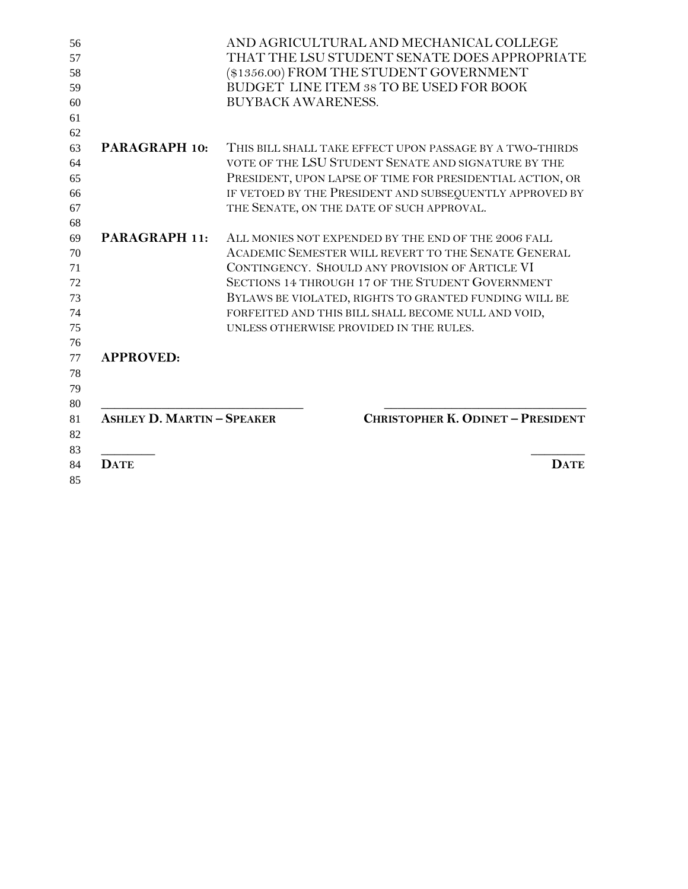AND AGRICULTURAL AND MECHANICAL COLLEGE THAT THE LSU STUDENT SENATE DOES APPROPRIATE ($1356.00) FROM THE STUDENT GOVERNMENT BUDGET LINE ITEM 38 TO BE USED FOR BOOK BUYBACK AWARENESS.

**PARAGRAPH 10:** THIS BILL SHALL TAKE EFFECT UPON PASSAGE BY A TWO-THIRDS VOTE OF THE LSU STUDENT SENATE AND SIGNATURE BY THE PRESIDENT, UPON LAPSE OF TIME FOR PRESIDENTIAL ACTION, OR IF VETOED BY THE PRESIDENT AND SUBSEQUENTLY APPROVED BY THE SENATE, ON THE DATE OF SUCH APPROVAL.

**PARAGRAPH 11:** ALL MONIES NOT EXPENDED BY THE END OF THE 2006 FALL ACADEMIC SEMESTER WILL REVERT TO THE SENATE GENERAL CONTINGENCY. SHOULD ANY PROVISION OF ARTICLE VI SECTIONS 14 THROUGH 17 OF THE STUDENT GOVERNMENT BYLAWS BE VIOLATED, RIGHTS TO GRANTED FUNDING WILL BE FORFEITED AND THIS BILL SHALL BECOME NULL AND VOID, UNLESS OTHERWISE PROVIDED IN THE RULES.

**APPROVED:**

______________________________ ______________________________

**ASHLEY D. MARTIN – SPEAKER** **CHRISTOPHER K. ODINET – PRESIDENT**

________ ________

**DATE** **DATE**